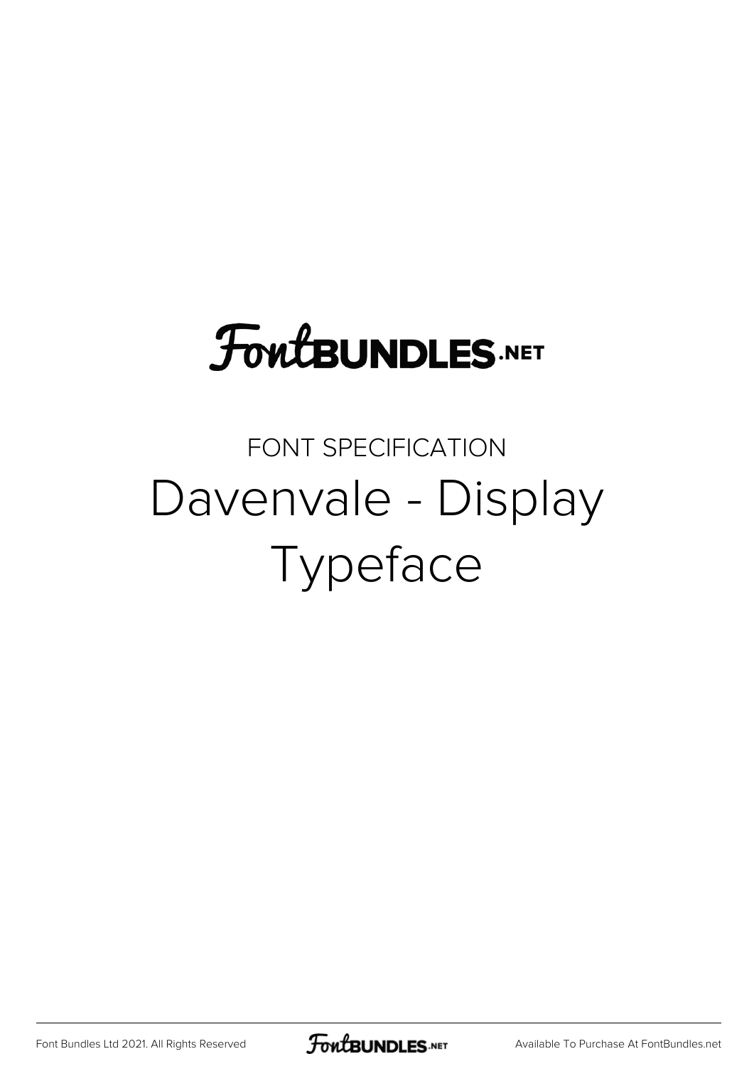FontBUNDLES.NET

FONT SPECIFICATION

# Davenvale - Display Typeface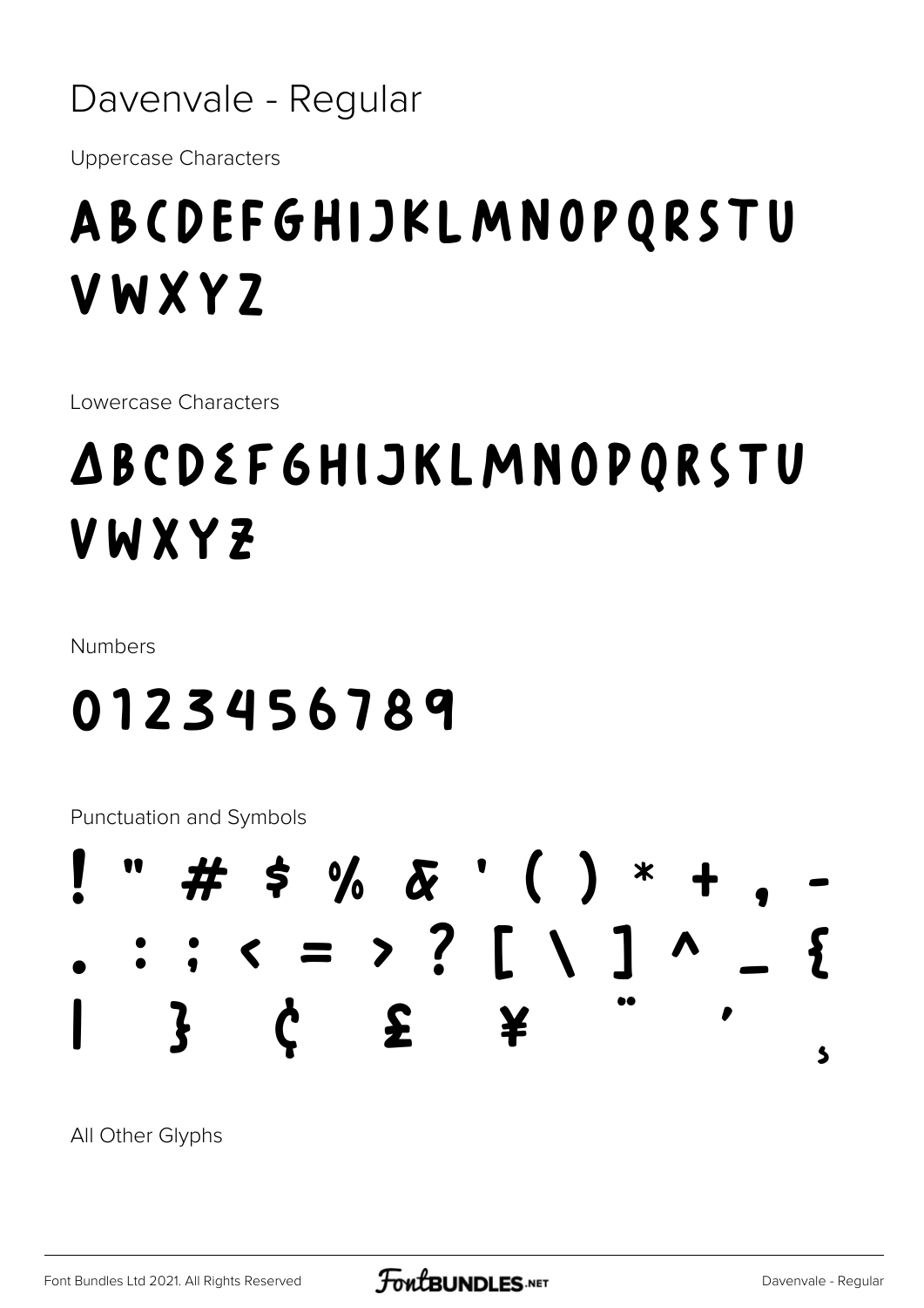# Davenvale - Regular

Uppercase Characters

ABCDEFGHIJKLMNOPQRSTU
VWXYZ

Lowercase Characters

abcdefghijklmnopqrstu
vwxyz

Numbers

0123456789

Punctuation and Symbols

! " # $ % & ' ( ) * + , -
. : ; < = > ? [ \ ] ^ _ {
| } ¢ £ ¥ ¨ ´ ¸

All Other Glyphs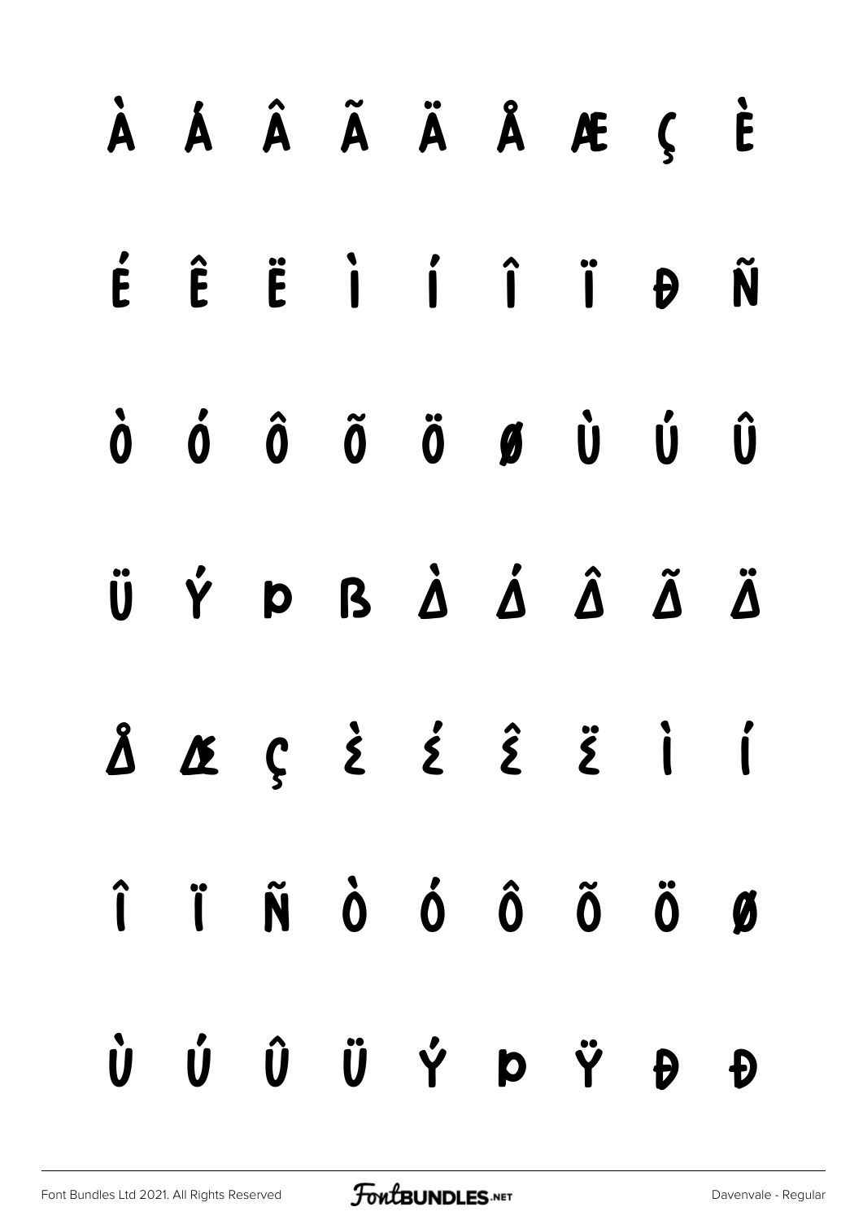À Á Â Ã Ä Å Æ Ç È

É Ê Ë Ì Í Î Ï Ð Ñ

Ò Ó Ô Õ Ö Ø Ù Ú Û

Ü Ý Þ ß à á â ã ä

å æ ç è é ê ë ì í

î ï ñ ò ó ô õ ö ø

ù ú û ü ý þ ÿ Đ đ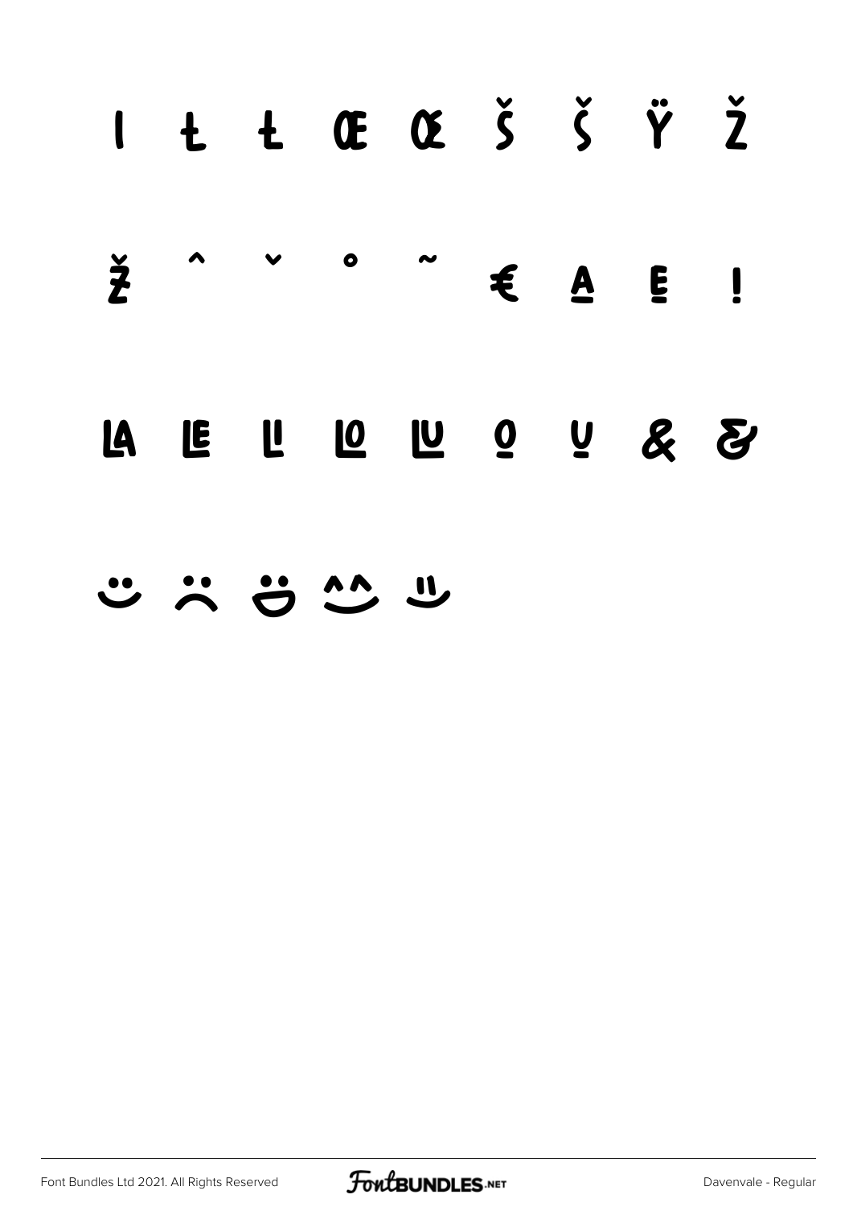ı Ł ł Œ œ Š š Ÿ Ž

ž ˆ ˇ ˚ ˜ € A E !

LA LE LI LO LU O U & &